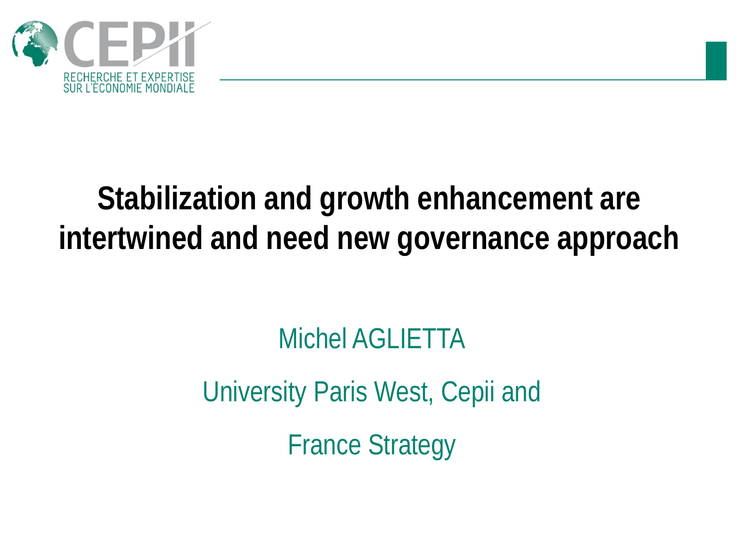CEPII

RECHERCHE ET EXPERTISE SUR L'ÉCONOMIE MONDIALE

# Stabilization and growth enhancement are intertwined and need new governance approach

Michel AGLIETTA

University Paris West, Cepii and

France Strategy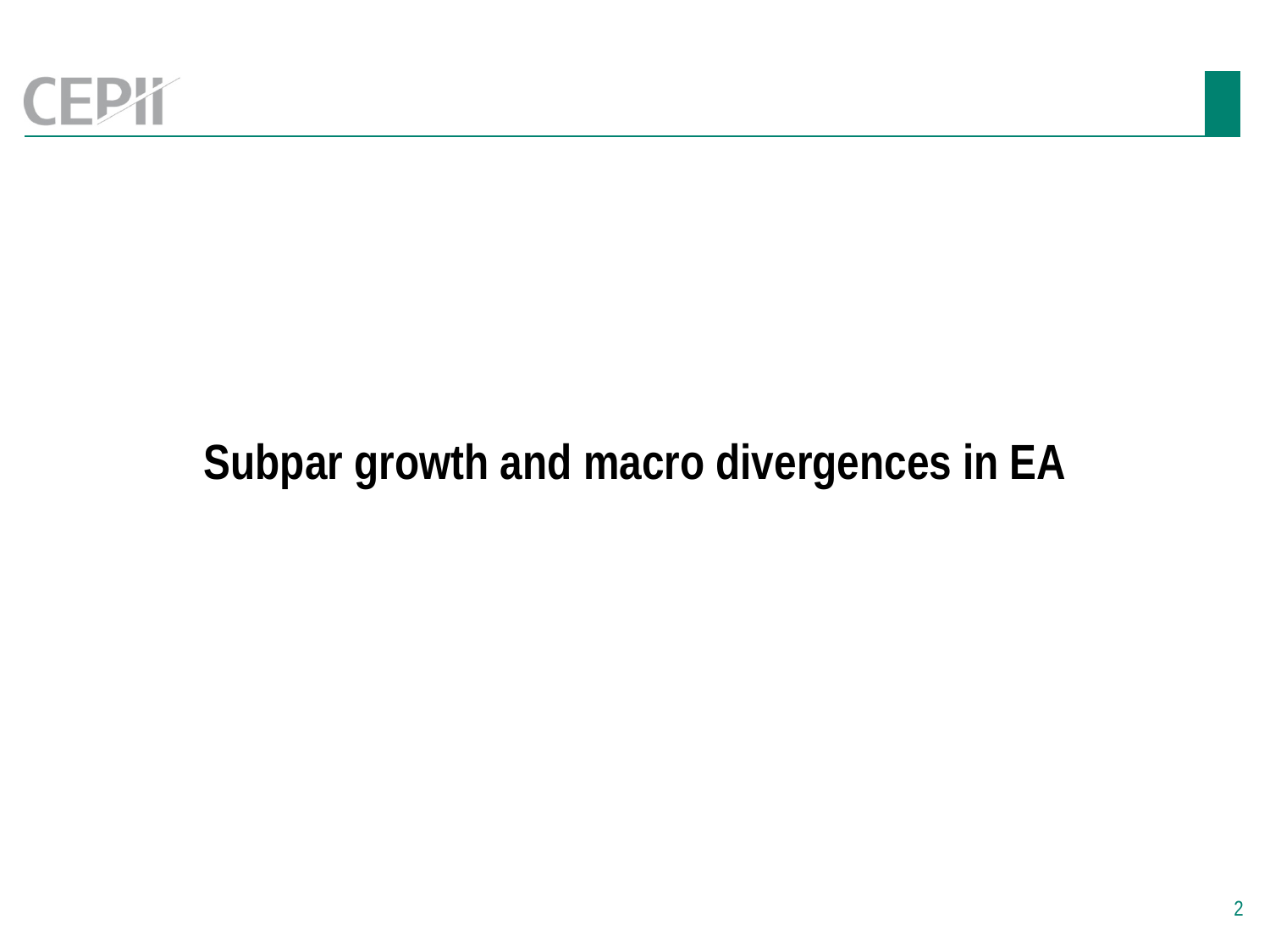# Subpar growth and macro divergences in EA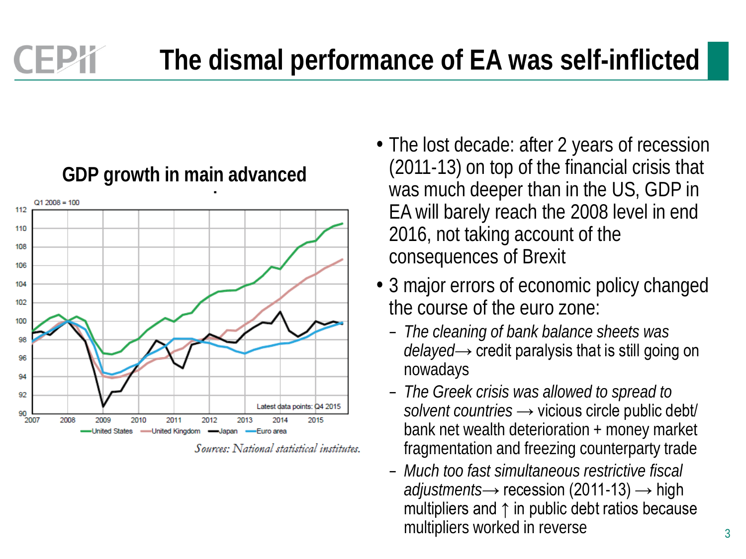# The dismal performance of EA was self-inflicted

**GDP growth in main advanced**

Q1 2008 = 100

112
110
108
106
104
102
100
98
96
94
92
90

2007 2008 2009 2010 2011 2012 2013 2014 2015

Latest data points: Q4 2015

United States, United Kingdom, Japan, Euro area

*Sources: National statistical institutes.*

- The lost decade: after 2 years of recession (2011-13) on top of the financial crisis that was much deeper than in the US, GDP in EA will barely reach the 2008 level in end 2016, not taking account of the consequences of Brexit
- 3 major errors of economic policy changed the course of the euro zone:
  - *The cleaning of bank balance sheets was delayed*→ credit paralysis that is still going on nowadays
  - *The Greek crisis was allowed to spread to solvent countries* → vicious circle public debt/ bank net wealth deterioration + money market fragmentation and freezing counterparty trade
  - *Much too fast simultaneous restrictive fiscal adjustments*→ recession (2011-13) → high multipliers and ↑ in public debt ratios because multipliers worked in reverse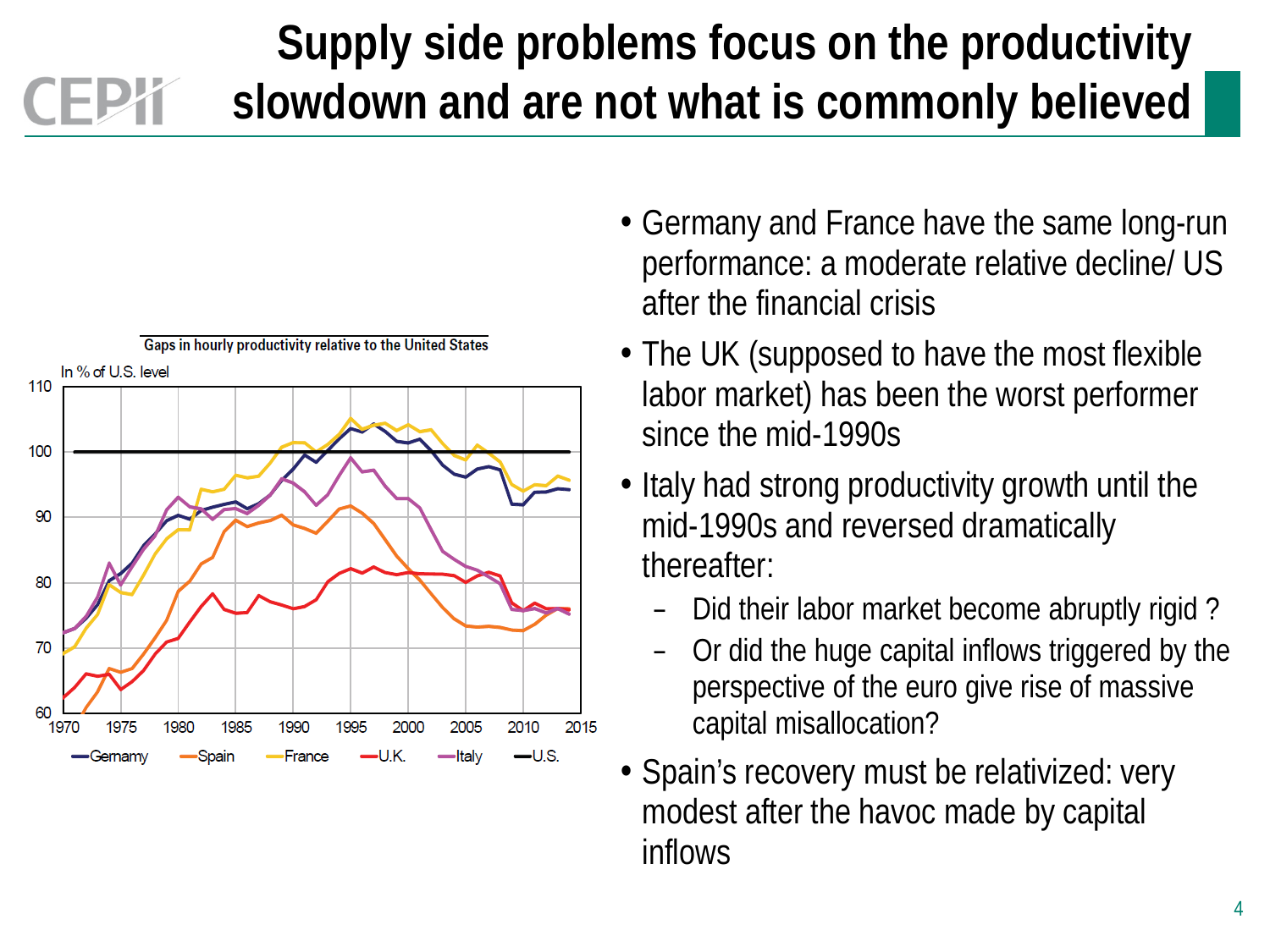# Supply side problems focus on the productivity slowdown and are not what is commonly believed

Gaps in hourly productivity relative to the United States

In % of U.S. level

- Germany and France have the same long-run performance: a moderate relative decline/ US after the financial crisis
- The UK (supposed to have the most flexible labor market) has been the worst performer since the mid-1990s
- Italy had strong productivity growth until the mid-1990s and reversed dramatically thereafter:
  - Did their labor market become abruptly rigid ?
  - Or did the huge capital inflows triggered by the perspective of the euro give rise of massive capital misallocation?
- Spain's recovery must be relativized: very modest after the havoc made by capital inflows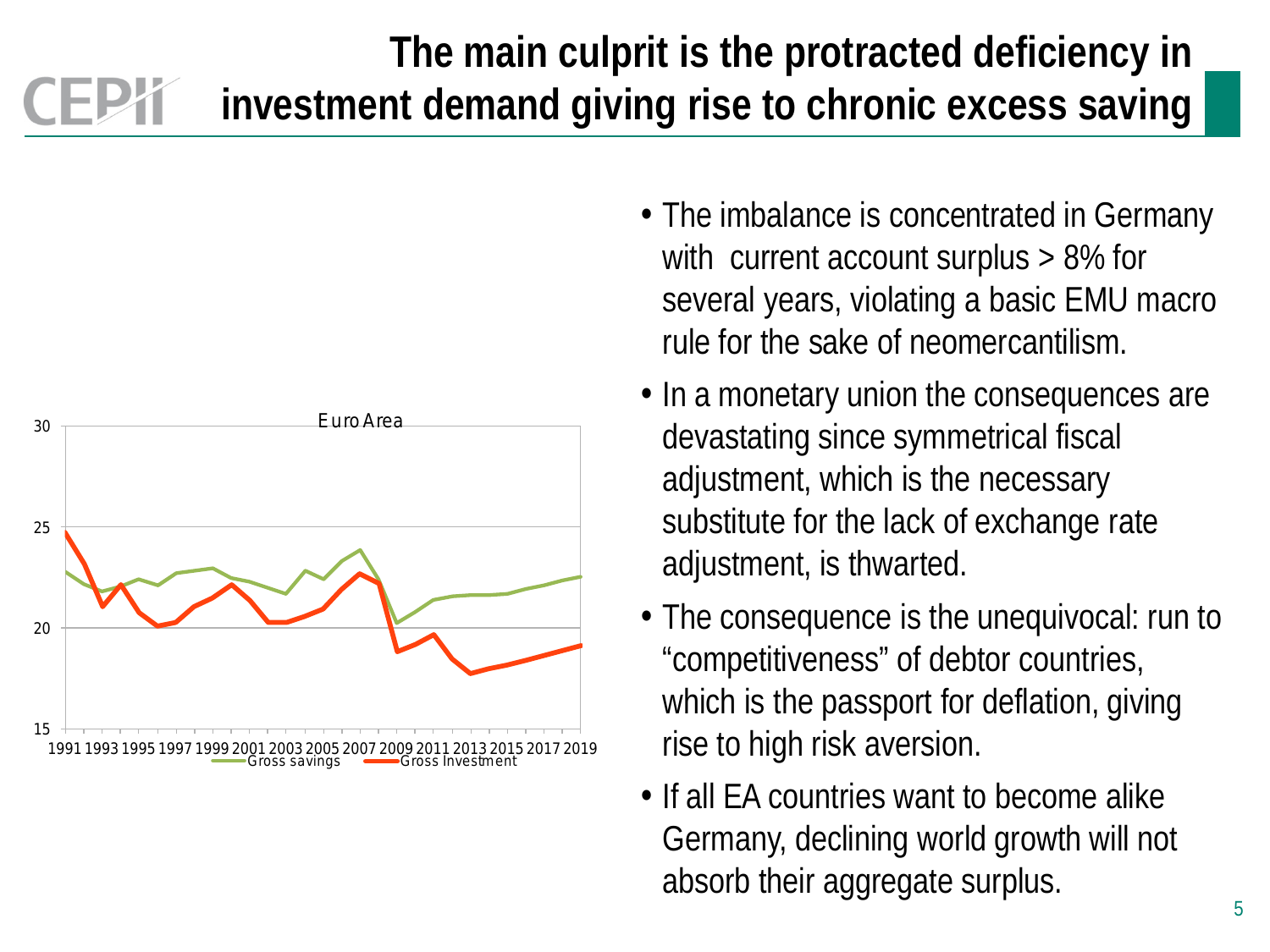# The main culprit is the protracted deficiency in investment demand giving rise to chronic excess saving

Euro Area

30

25

20

15

1991 1993 1995 1997 1999 2001 2003 2005 2007 2009 2011 2013 2015 2017 2019

Gross savings

Gross Investment

- The imbalance is concentrated in Germany with current account surplus > 8% for several years, violating a basic EMU macro rule for the sake of neomercantilism.
- In a monetary union the consequences are devastating since symmetrical fiscal adjustment, which is the necessary substitute for the lack of exchange rate adjustment, is thwarted.
- The consequence is the unequivocal: run to "competitiveness" of debtor countries, which is the passport for deflation, giving rise to high risk aversion.
- If all EA countries want to become alike Germany, declining world growth will not absorb their aggregate surplus.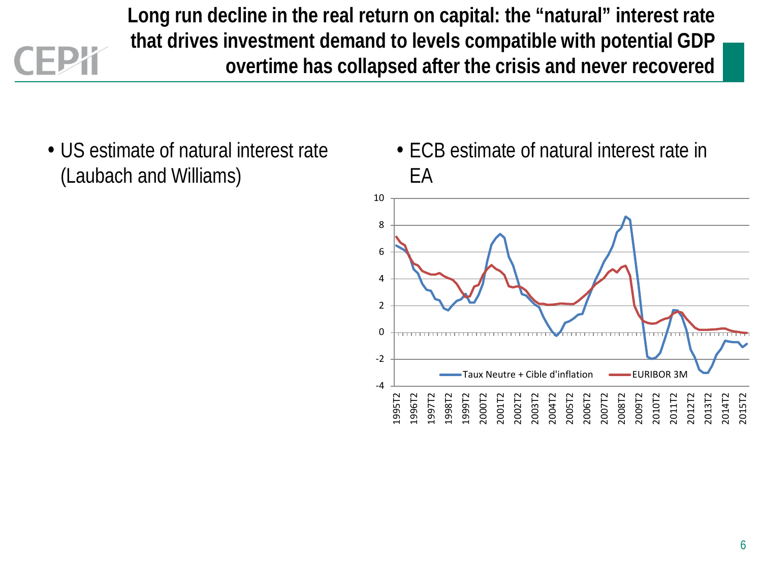# Long run decline in the real return on capital: the "natural" interest rate that drives investment demand to levels compatible with potential GDP overtime has collapsed after the crisis and never recovered

- US estimate of natural interest rate (Laubach and Williams)

- ECB estimate of natural interest rate in EA

10
8
6
4
2
0
-2
-4

Taux Neutre + Cible d'inflation
EURIBOR 3M

1995T2
1996T2
1997T2
1998T2
1999T2
2000T2
2001T2
2002T2
2003T2
2004T2
2005T2
2006T2
2007T2
2008T2
2009T2
2010T2
2011T2
2012T2
2013T2
2014T2
2015T2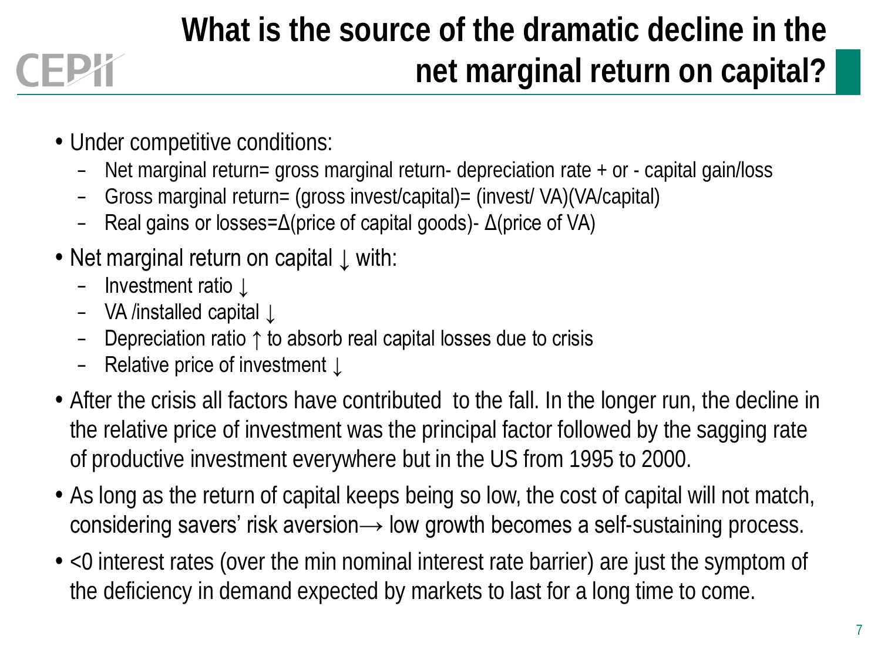# What is the source of the dramatic decline in the net marginal return on capital?

- Under competitive conditions:
  - Net marginal return= gross marginal return- depreciation rate + or - capital gain/loss
  - Gross marginal return= (gross invest/capital)= (invest/ VA)(VA/capital)
  - Real gains or losses=Δ(price of capital goods)- Δ(price of VA)
- Net marginal return on capital ↓ with:
  - Investment ratio ↓
  - VA /installed capital ↓
  - Depreciation ratio ↑ to absorb real capital losses due to crisis
  - Relative price of investment ↓
- After the crisis all factors have contributed to the fall. In the longer run, the decline in the relative price of investment was the principal factor followed by the sagging rate of productive investment everywhere but in the US from 1995 to 2000.
- As long as the return of capital keeps being so low, the cost of capital will not match, considering savers' risk aversion→ low growth becomes a self-sustaining process.
- <0 interest rates (over the min nominal interest rate barrier) are just the symptom of the deficiency in demand expected by markets to last for a long time to come.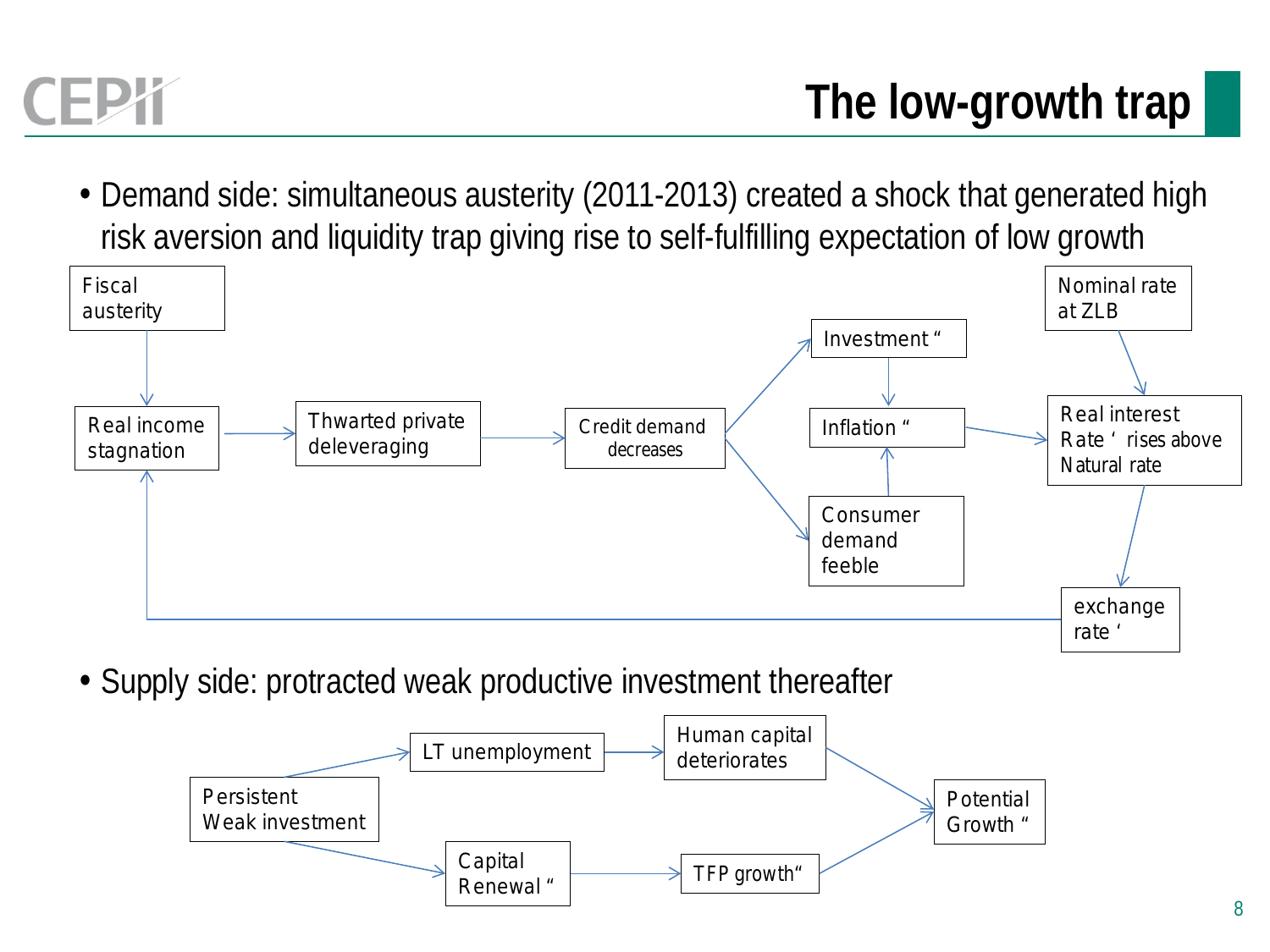# The low-growth trap

- Demand side: simultaneous austerity (2011-2013) created a shock that generated high risk aversion and liquidity trap giving rise to self-fulfilling expectation of low growth

Fiscal austerity

Real income stagnation

Thwarted private deleveraging

Credit demand decreases

Investment “

Inflation “

Consumer demand feeble

Nominal rate at ZLB

Real interest Rate ‘ rises above Natural rate

exchange rate ‘

- Supply side: protracted weak productive investment thereafter

Persistent Weak investment

LT unemployment

Human capital deteriorates

Capital Renewal “

TFP growth“

Potential Growth “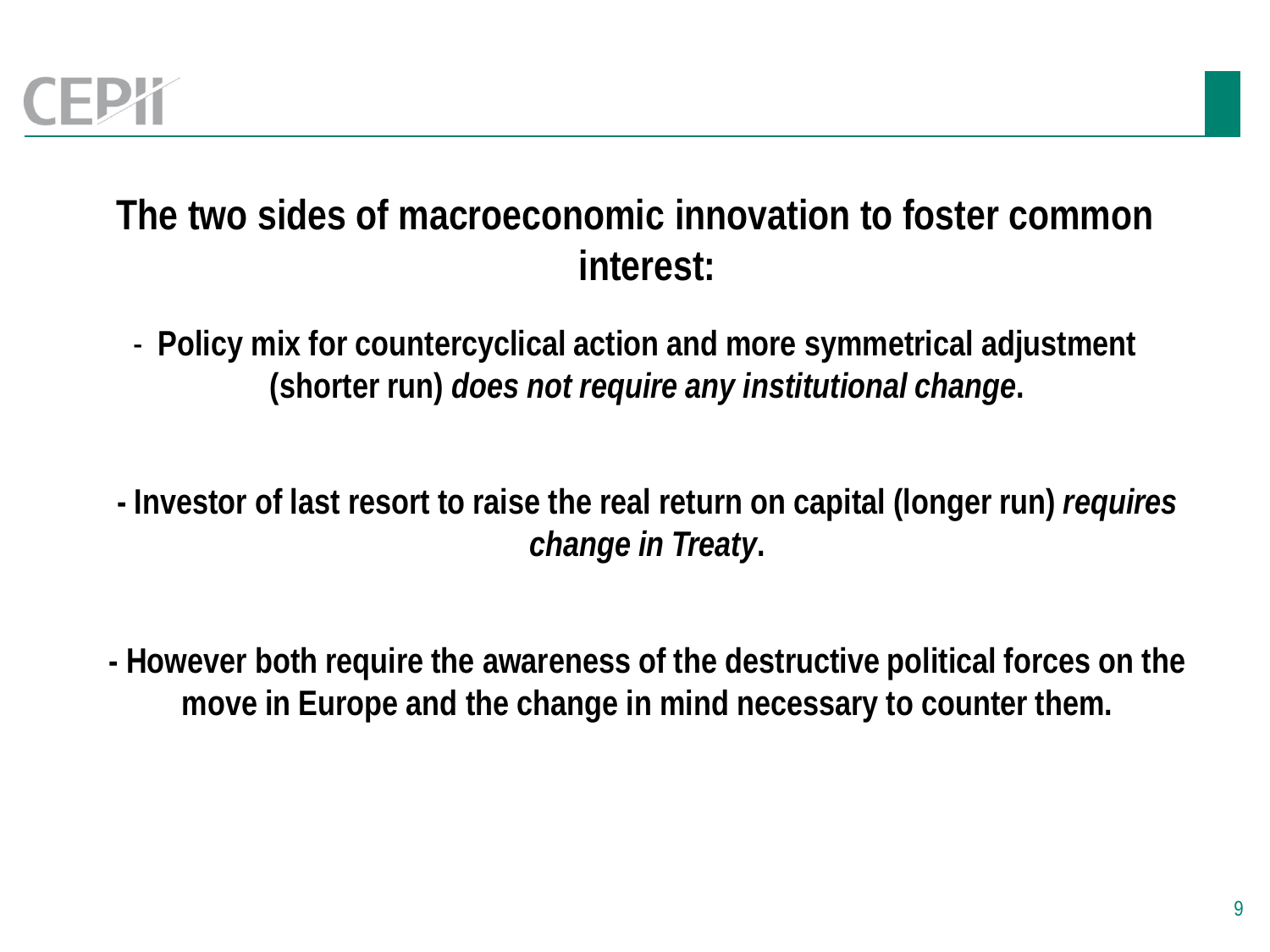## The two sides of macroeconomic innovation to foster common interest:

- **Policy mix for countercyclical action and more symmetrical adjustment (shorter run)** ***does not require any institutional change*****.**

- **Investor of last resort to raise the real return on capital (longer run)** ***requires change in Treaty*****.**

- **However both require the awareness of the destructive political forces on the move in Europe and the change in mind necessary to counter them.**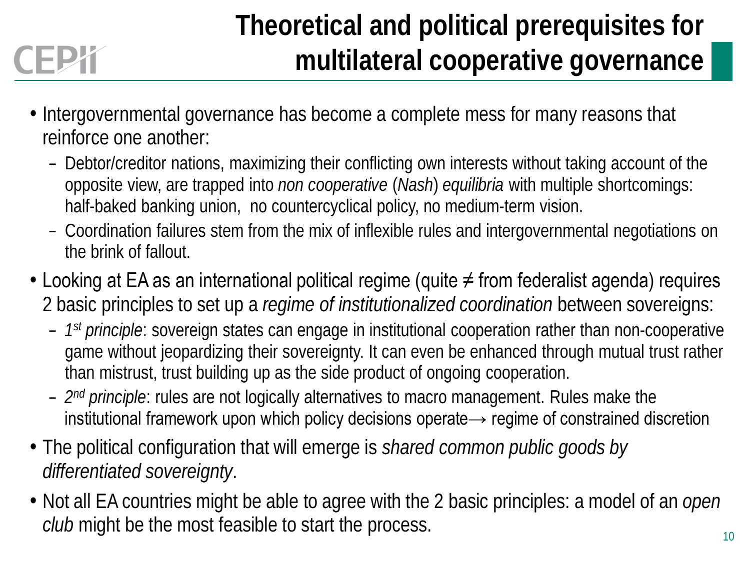# Theoretical and political prerequisites for multilateral cooperative governance

- Intergovernmental governance has become a complete mess for many reasons that reinforce one another:
  - Debtor/creditor nations, maximizing their conflicting own interests without taking account of the opposite view, are trapped into *non cooperative* (*Nash*) *equilibria* with multiple shortcomings: half-baked banking union, no countercyclical policy, no medium-term vision.
  - Coordination failures stem from the mix of inflexible rules and intergovernmental negotiations on the brink of fallout.
- Looking at EA as an international political regime (quite ≠ from federalist agenda) requires 2 basic principles to set up a *regime of institutionalized coordination* between sovereigns:
  - *1st principle*: sovereign states can engage in institutional cooperation rather than non-cooperative game without jeopardizing their sovereignty. It can even be enhanced through mutual trust rather than mistrust, trust building up as the side product of ongoing cooperation.
  - *2nd principle*: rules are not logically alternatives to macro management. Rules make the institutional framework upon which policy decisions operate→ regime of constrained discretion
- The political configuration that will emerge is *shared common public goods by differentiated sovereignty*.
- Not all EA countries might be able to agree with the 2 basic principles: a model of an *open club* might be the most feasible to start the process.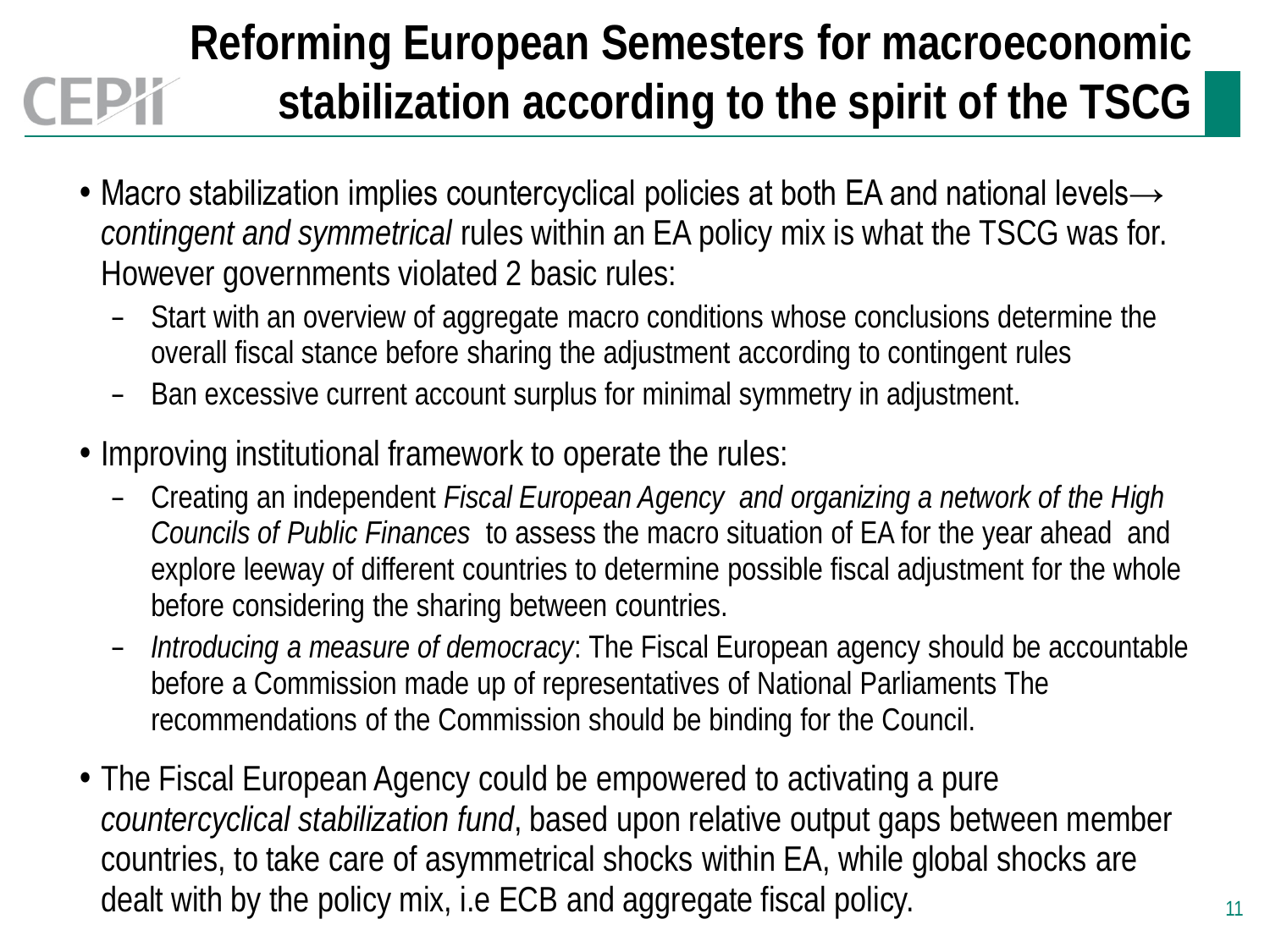# Reforming European Semesters for macroeconomic stabilization according to the spirit of the TSCG

- Macro stabilization implies countercyclical policies at both EA and national levels→ *contingent and symmetrical* rules within an EA policy mix is what the TSCG was for. However governments violated 2 basic rules:
  - Start with an overview of aggregate macro conditions whose conclusions determine the overall fiscal stance before sharing the adjustment according to contingent rules
  - Ban excessive current account surplus for minimal symmetry in adjustment.
- Improving institutional framework to operate the rules:
  - Creating an independent *Fiscal European Agency and organizing a network of the High Councils of Public Finances* to assess the macro situation of EA for the year ahead and explore leeway of different countries to determine possible fiscal adjustment for the whole before considering the sharing between countries.
  - *Introducing a measure of democracy*: The Fiscal European agency should be accountable before a Commission made up of representatives of National Parliaments The recommendations of the Commission should be binding for the Council.
- The Fiscal European Agency could be empowered to activating a pure *countercyclical stabilization fund*, based upon relative output gaps between member countries, to take care of asymmetrical shocks within EA, while global shocks are dealt with by the policy mix, i.e ECB and aggregate fiscal policy.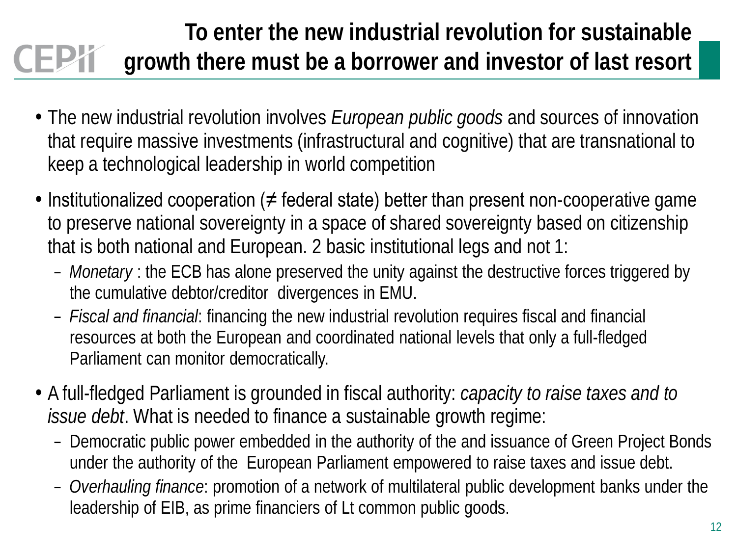# To enter the new industrial revolution for sustainable growth there must be a borrower and investor of last resort

- The new industrial revolution involves *European public goods* and sources of innovation that require massive investments (infrastructural and cognitive) that are transnational to keep a technological leadership in world competition
- Institutionalized cooperation (≠ federal state) better than present non-cooperative game to preserve national sovereignty in a space of shared sovereignty based on citizenship that is both national and European. 2 basic institutional legs and not 1:
  - *Monetary* : the ECB has alone preserved the unity against the destructive forces triggered by the cumulative debtor/creditor divergences in EMU.
  - *Fiscal and financial*: financing the new industrial revolution requires fiscal and financial resources at both the European and coordinated national levels that only a full-fledged Parliament can monitor democratically.
- A full-fledged Parliament is grounded in fiscal authority: *capacity to raise taxes and to issue debt*. What is needed to finance a sustainable growth regime:
  - Democratic public power embedded in the authority of the and issuance of Green Project Bonds under the authority of the European Parliament empowered to raise taxes and issue debt.
  - *Overhauling finance*: promotion of a network of multilateral public development banks under the leadership of EIB, as prime financiers of Lt common public goods.